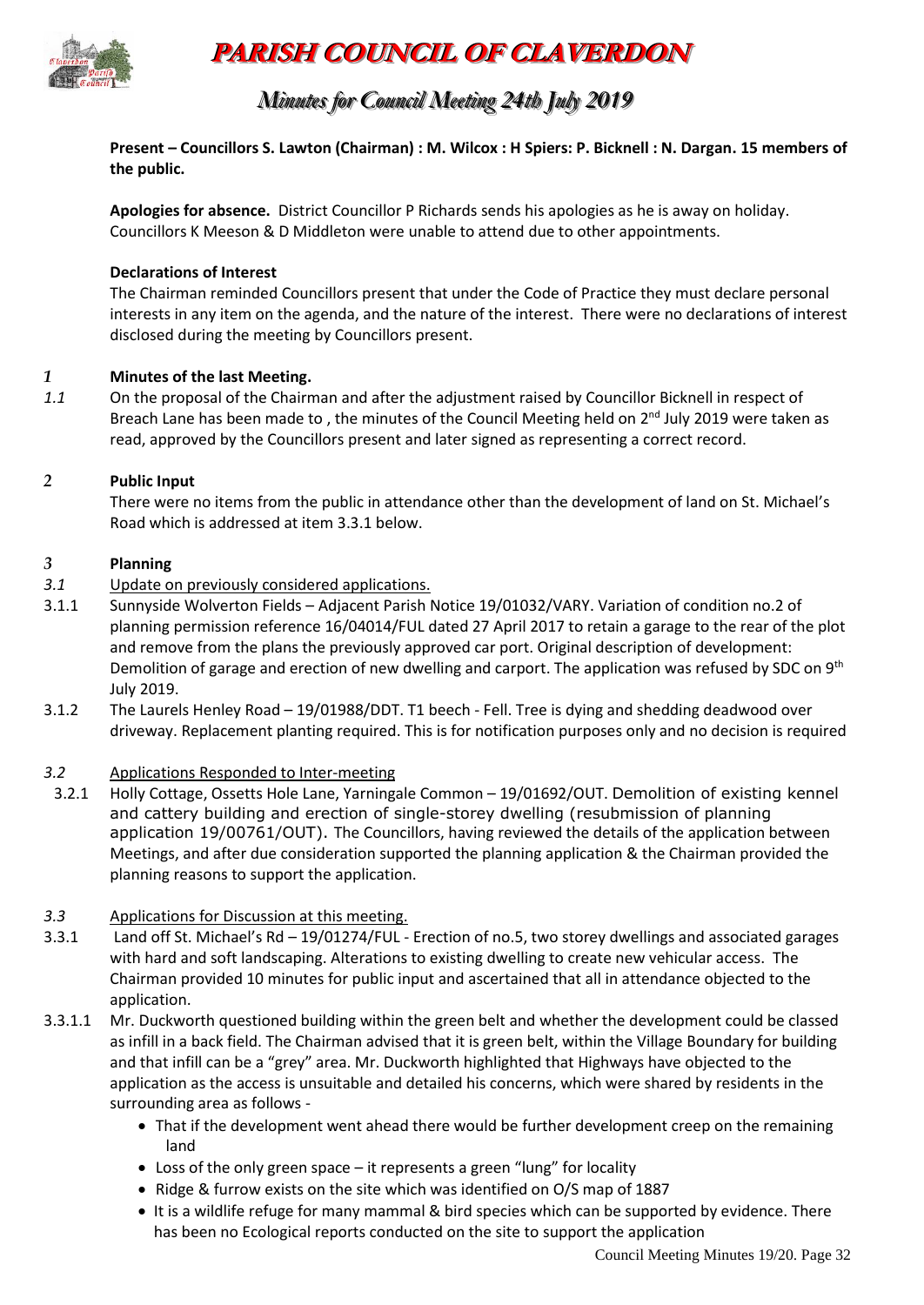# PARISH COUNCIL OF CLAVERDON

## *Minutes for Council Meeting 24th July 2019*

**Present – Councillors S. Lawton (Chairman) : M. Wilcox : H Spiers: P. Bicknell : N. Dargan. 15 members of the public.**

**Apologies for absence.** District Councillor P Richards sends his apologies as he is away on holiday. Councillors K Meeson & D Middleton were unable to attend due to other appointments.

**Declarations of Interest**

The Chairman reminded Councillors present that under the Code of Practice they must declare personal interests in any item on the agenda, and the nature of the interest. There were no declarations of interest disclosed during the meeting by Councillors present.

### *1* Minutes of the last Meeting.

*1.1* On the proposal of the Chairman and after the adjustment raised by Councillor Bicknell in respect of Breach Lane has been made to , the minutes of the Council Meeting held on 2nd July 2019 were taken as read, approved by the Councillors present and later signed as representing a correct record.

### *2* Public Input

There were no items from the public in attendance other than the development of land on St. Michael's Road which is addressed at item 3.3.1 below.

### *3* Planning

*3.1* Update on previously considered applications.

3.1.1 Sunnyside Wolverton Fields – Adjacent Parish Notice 19/01032/VARY. Variation of condition no.2 of planning permission reference 16/04014/FUL dated 27 April 2017 to retain a garage to the rear of the plot and remove from the plans the previously approved car port. Original description of development: Demolition of garage and erection of new dwelling and carport. The application was refused by SDC on 9th July 2019.

3.1.2 The Laurels Henley Road – 19/01988/DDT. T1 beech - Fell. Tree is dying and shedding deadwood over driveway. Replacement planting required. This is for notification purposes only and no decision is required

*3.2* Applications Responded to Inter-meeting

3.2.1 Holly Cottage, Ossetts Hole Lane, Yarningale Common – 19/01692/OUT. Demolition of existing kennel and cattery building and erection of single-storey dwelling (resubmission of planning application 19/00761/OUT). The Councillors, having reviewed the details of the application between Meetings, and after due consideration supported the planning application & the Chairman provided the planning reasons to support the application.

*3.3* Applications for Discussion at this meeting.

3.3.1 Land off St. Michael's Rd – 19/01274/FUL - Erection of no.5, two storey dwellings and associated garages with hard and soft landscaping. Alterations to existing dwelling to create new vehicular access. The Chairman provided 10 minutes for public input and ascertained that all in attendance objected to the application.

3.3.1.1 Mr. Duckworth questioned building within the green belt and whether the development could be classed as infill in a back field. The Chairman advised that it is green belt, within the Village Boundary for building and that infill can be a "grey" area. Mr. Duckworth highlighted that Highways have objected to the application as the access is unsuitable and detailed his concerns, which were shared by residents in the surrounding area as follows -

- That if the development went ahead there would be further development creep on the remaining land
- Loss of the only green space – it represents a green "lung" for locality
- Ridge & furrow exists on the site which was identified on O/S map of 1887
- It is a wildlife refuge for many mammal & bird species which can be supported by evidence. There has been no Ecological reports conducted on the site to support the application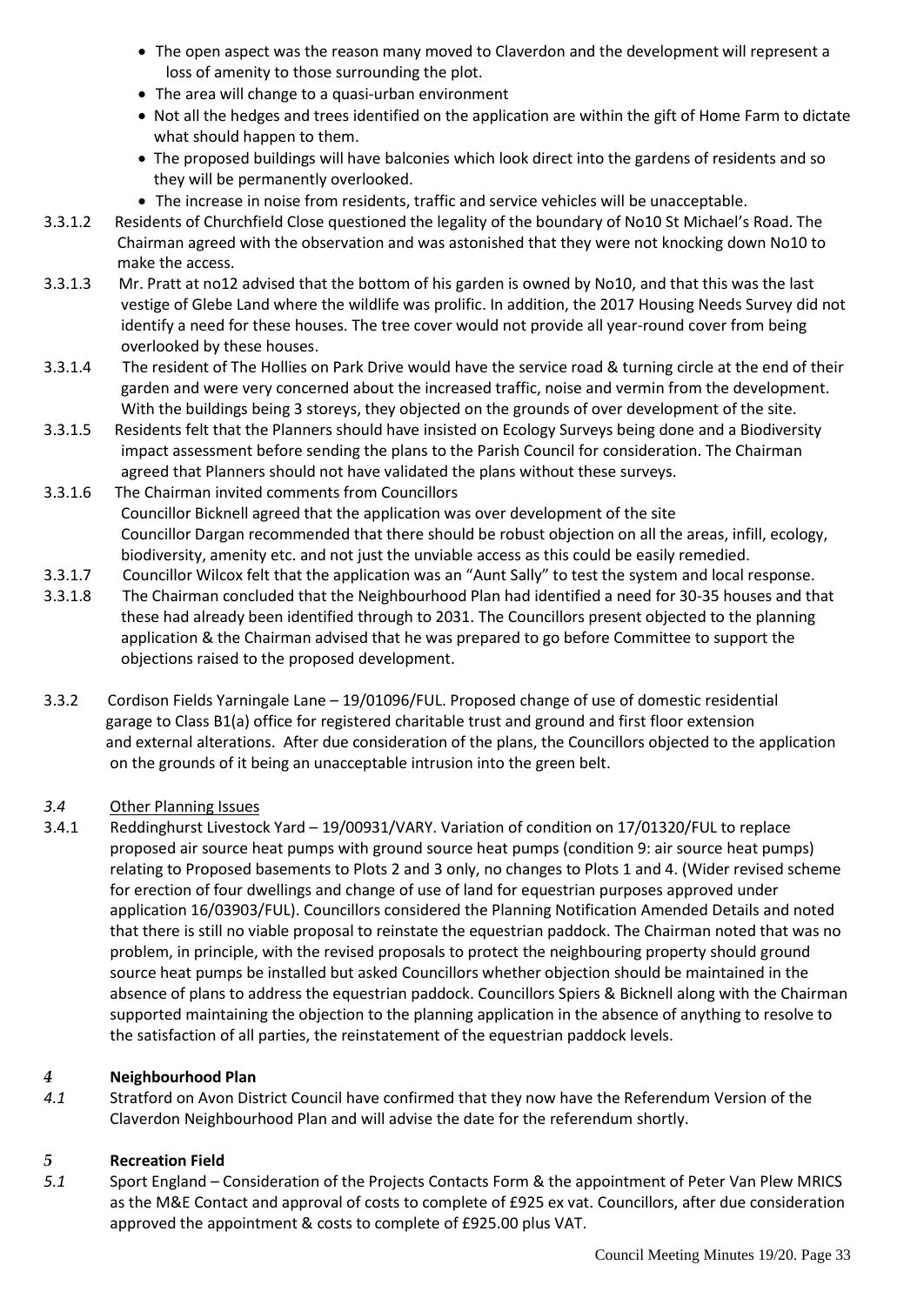- The open aspect was the reason many moved to Claverdon and the development will represent a loss of amenity to those surrounding the plot.
- The area will change to a quasi-urban environment
- Not all the hedges and trees identified on the application are within the gift of Home Farm to dictate what should happen to them.
- The proposed buildings will have balconies which look direct into the gardens of residents and so they will be permanently overlooked.
- The increase in noise from residents, traffic and service vehicles will be unacceptable.

3.3.1.2 Residents of Churchfield Close questioned the legality of the boundary of No10 St Michael's Road. The Chairman agreed with the observation and was astonished that they were not knocking down No10 to make the access.

3.3.1.3 Mr. Pratt at no12 advised that the bottom of his garden is owned by No10, and that this was the last vestige of Glebe Land where the wildlife was prolific. In addition, the 2017 Housing Needs Survey did not identify a need for these houses. The tree cover would not provide all year-round cover from being overlooked by these houses.

3.3.1.4 The resident of The Hollies on Park Drive would have the service road & turning circle at the end of their garden and were very concerned about the increased traffic, noise and vermin from the development. With the buildings being 3 storeys, they objected on the grounds of over development of the site.

3.3.1.5 Residents felt that the Planners should have insisted on Ecology Surveys being done and a Biodiversity impact assessment before sending the plans to the Parish Council for consideration. The Chairman agreed that Planners should not have validated the plans without these surveys.

3.3.1.6 The Chairman invited comments from Councillors
Councillor Bicknell agreed that the application was over development of the site
Councillor Dargan recommended that there should be robust objection on all the areas, infill, ecology, biodiversity, amenity etc. and not just the unviable access as this could be easily remedied.

3.3.1.7 Councillor Wilcox felt that the application was an "Aunt Sally" to test the system and local response.

3.3.1.8 The Chairman concluded that the Neighbourhood Plan had identified a need for 30-35 houses and that these had already been identified through to 2031. The Councillors present objected to the planning application & the Chairman advised that he was prepared to go before Committee to support the objections raised to the proposed development.

3.3.2 Cordison Fields Yarningale Lane – 19/01096/FUL. Proposed change of use of domestic residential garage to Class B1(a) office for registered charitable trust and ground and first floor extension and external alterations. After due consideration of the plans, the Councillors objected to the application on the grounds of it being an unacceptable intrusion into the green belt.

*3.4* Other Planning Issues

3.4.1 Reddinghurst Livestock Yard – 19/00931/VARY. Variation of condition on 17/01320/FUL to replace proposed air source heat pumps with ground source heat pumps (condition 9: air source heat pumps) relating to Proposed basements to Plots 2 and 3 only, no changes to Plots 1 and 4. (Wider revised scheme for erection of four dwellings and change of use of land for equestrian purposes approved under application 16/03903/FUL). Councillors considered the Planning Notification Amended Details and noted that there is still no viable proposal to reinstate the equestrian paddock. The Chairman noted that was no problem, in principle, with the revised proposals to protect the neighbouring property should ground source heat pumps be installed but asked Councillors whether objection should be maintained in the absence of plans to address the equestrian paddock. Councillors Spiers & Bicknell along with the Chairman supported maintaining the objection to the planning application in the absence of anything to resolve to the satisfaction of all parties, the reinstatement of the equestrian paddock levels.

## *4* Neighbourhood Plan

*4.1* Stratford on Avon District Council have confirmed that they now have the Referendum Version of the Claverdon Neighbourhood Plan and will advise the date for the referendum shortly.

## *5* Recreation Field

*5.1* Sport England – Consideration of the Projects Contacts Form & the appointment of Peter Van Plew MRICS as the M&E Contact and approval of costs to complete of £925 ex vat. Councillors, after due consideration approved the appointment & costs to complete of £925.00 plus VAT.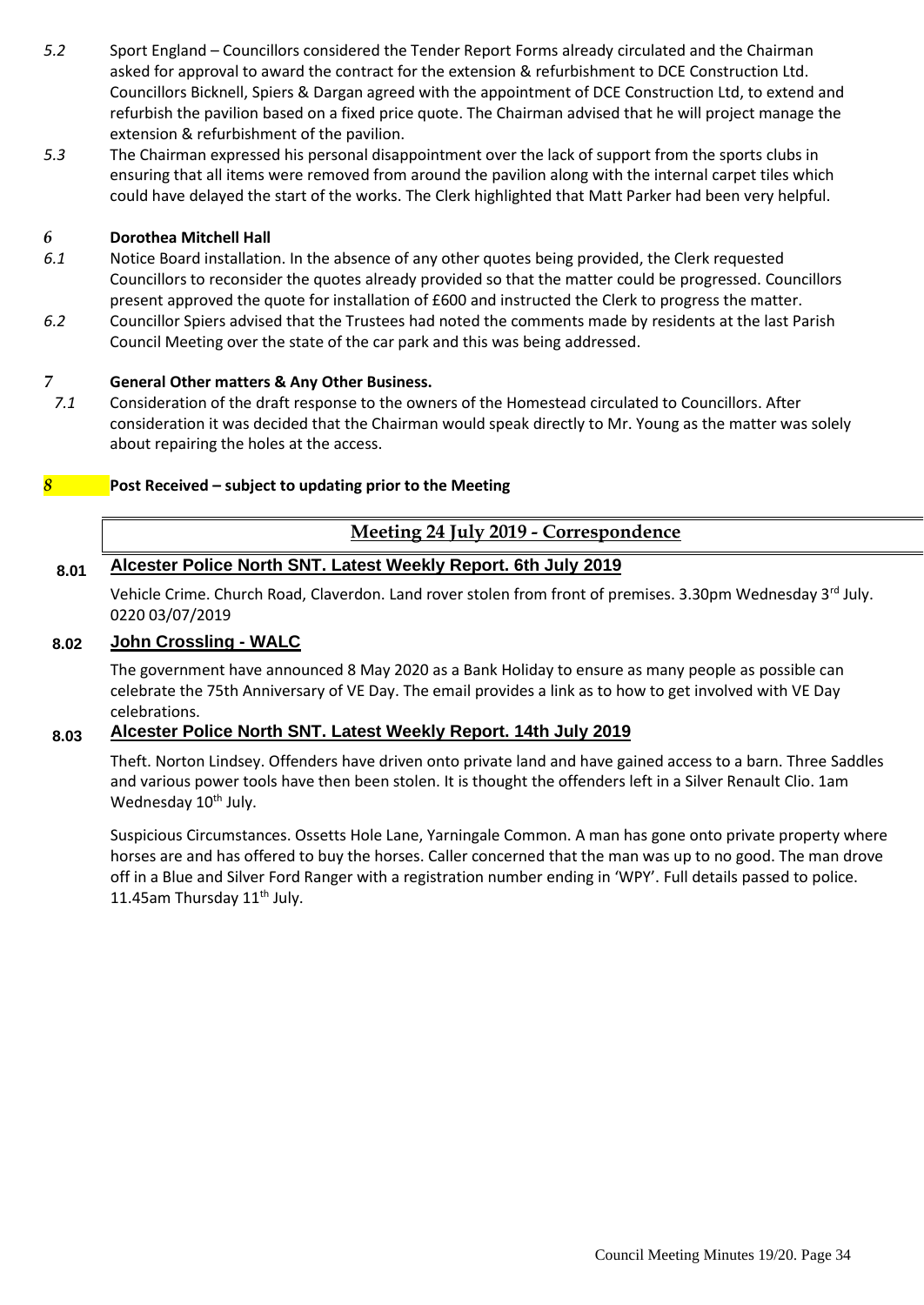*5.2* Sport England – Councillors considered the Tender Report Forms already circulated and the Chairman asked for approval to award the contract for the extension & refurbishment to DCE Construction Ltd. Councillors Bicknell, Spiers & Dargan agreed with the appointment of DCE Construction Ltd, to extend and refurbish the pavilion based on a fixed price quote. The Chairman advised that he will project manage the extension & refurbishment of the pavilion.

*5.3* The Chairman expressed his personal disappointment over the lack of support from the sports clubs in ensuring that all items were removed from around the pavilion along with the internal carpet tiles which could have delayed the start of the works. The Clerk highlighted that Matt Parker had been very helpful.

### *6* Dorothea Mitchell Hall

*6.1* Notice Board installation. In the absence of any other quotes being provided, the Clerk requested Councillors to reconsider the quotes already provided so that the matter could be progressed. Councillors present approved the quote for installation of £600 and instructed the Clerk to progress the matter.

*6.2* Councillor Spiers advised that the Trustees had noted the comments made by residents at the last Parish Council Meeting over the state of the car park and this was being addressed.

### *7* General Other matters & Any Other Business.

*7.1* Consideration of the draft response to the owners of the Homestead circulated to Councillors. After consideration it was decided that the Chairman would speak directly to Mr. Young as the matter was solely about repairing the holes at the access.

### *8* Post Received – subject to updating prior to the Meeting

## Meeting 24 July 2019 - Correspondence

**8.01** **Alcester Police North SNT. Latest Weekly Report. 6th July 2019**

Vehicle Crime. Church Road, Claverdon. Land rover stolen from front of premises. 3.30pm Wednesday 3rd July. 0220 03/07/2019

**8.02** **John Crossling - WALC**

The government have announced 8 May 2020 as a Bank Holiday to ensure as many people as possible can celebrate the 75th Anniversary of VE Day. The email provides a link as to how to get involved with VE Day celebrations.

**8.03** **Alcester Police North SNT. Latest Weekly Report. 14th July 2019**

Theft. Norton Lindsey. Offenders have driven onto private land and have gained access to a barn. Three Saddles and various power tools have then been stolen. It is thought the offenders left in a Silver Renault Clio. 1am Wednesday 10th July.

Suspicious Circumstances. Ossetts Hole Lane, Yarningale Common. A man has gone onto private property where horses are and has offered to buy the horses. Caller concerned that the man was up to no good. The man drove off in a Blue and Silver Ford Ranger with a registration number ending in 'WPY'. Full details passed to police. 11.45am Thursday 11th July.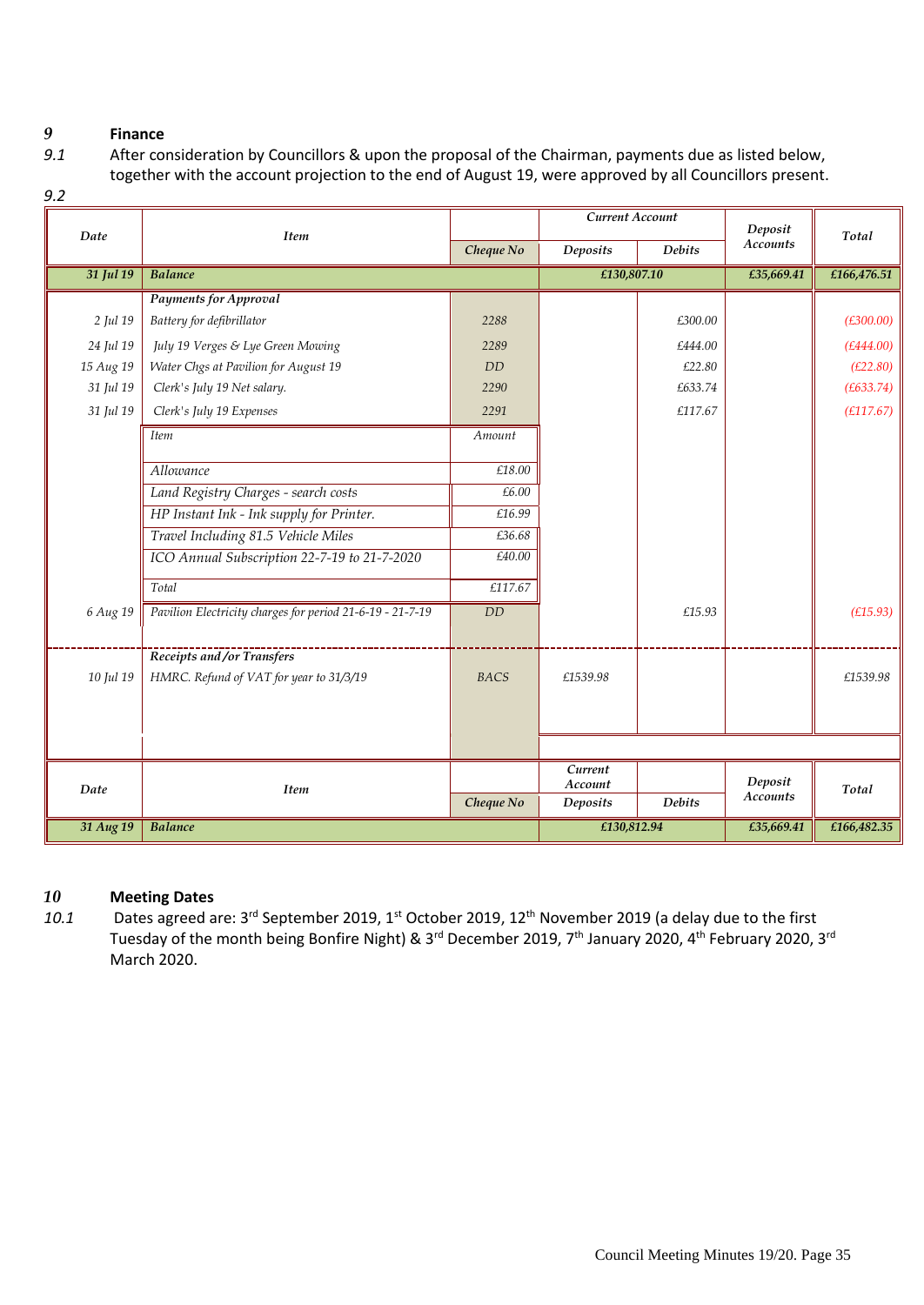## 9 Finance

*9.1* After consideration by Councillors & upon the proposal of the Chairman, payments due as listed below, together with the account projection to the end of August 19, were approved by all Councillors present.

*9.2*

| Date | Item | Cheque No | Current Account Deposits | Current Account Debits | Deposit Accounts | Total |
|---|---|---|---|---|---|---|
| **31 Jul 19** | **Balance** | | **£130,807.10** | | **£35,669.41** | **£166,476.51** |
| | ***Payments for Approval*** | | | | | |
| 2 Jul 19 | Battery for defibrillator | 2288 | | £300.00 | | (£300.00) |
| 24 Jul 19 | July 19 Verges & Lye Green Mowing | 2289 | | £444.00 | | (£444.00) |
| 15 Aug 19 | Water Chgs at Pavilion for August 19 | DD | | £22.80 | | (£22.80) |
| 31 Jul 19 | Clerk's July 19 Net salary. | 2290 | | £633.74 | | (£633.74) |
| 31 Jul 19 | Clerk's July 19 Expenses | 2291 | | £117.67 | | (£117.67) |
| | Item | Amount | | | | |
| | Allowance | £18.00 | | | | |
| | Land Registry Charges - search costs | £6.00 | | | | |
| | HP Instant Ink - Ink supply for Printer. | £16.99 | | | | |
| | Travel Including 81.5 Vehicle Miles | £36.68 | | | | |
| | ICO Annual Subscription 22-7-19 to 21-7-2020 | £40.00 | | | | |
| | Total | £117.67 | | | | |
| 6 Aug 19 | Pavilion Electricity charges for period 21-6-19 - 21-7-19 | DD | | £15.93 | | (£15.93) |
| | ***Receipts and/or Transfers*** | | | | | |
| 10 Jul 19 | HMRC. Refund of VAT for year to 31/3/19 | BACS | £1539.98 | | | £1539.98 |
| **Date** | **Item** | **Cheque No** | **Current Account Deposits** | **Debits** | **Deposit Accounts** | **Total** |
| **31 Aug 19** | **Balance** | | **£130,812.94** | | **£35,669.41** | **£166,482.35** |

## 10 Meeting Dates

*10.1* Dates agreed are: 3rd September 2019, 1st October 2019, 12th November 2019 (a delay due to the first Tuesday of the month being Bonfire Night) & 3rd December 2019, 7th January 2020, 4th February 2020, 3rd March 2020.